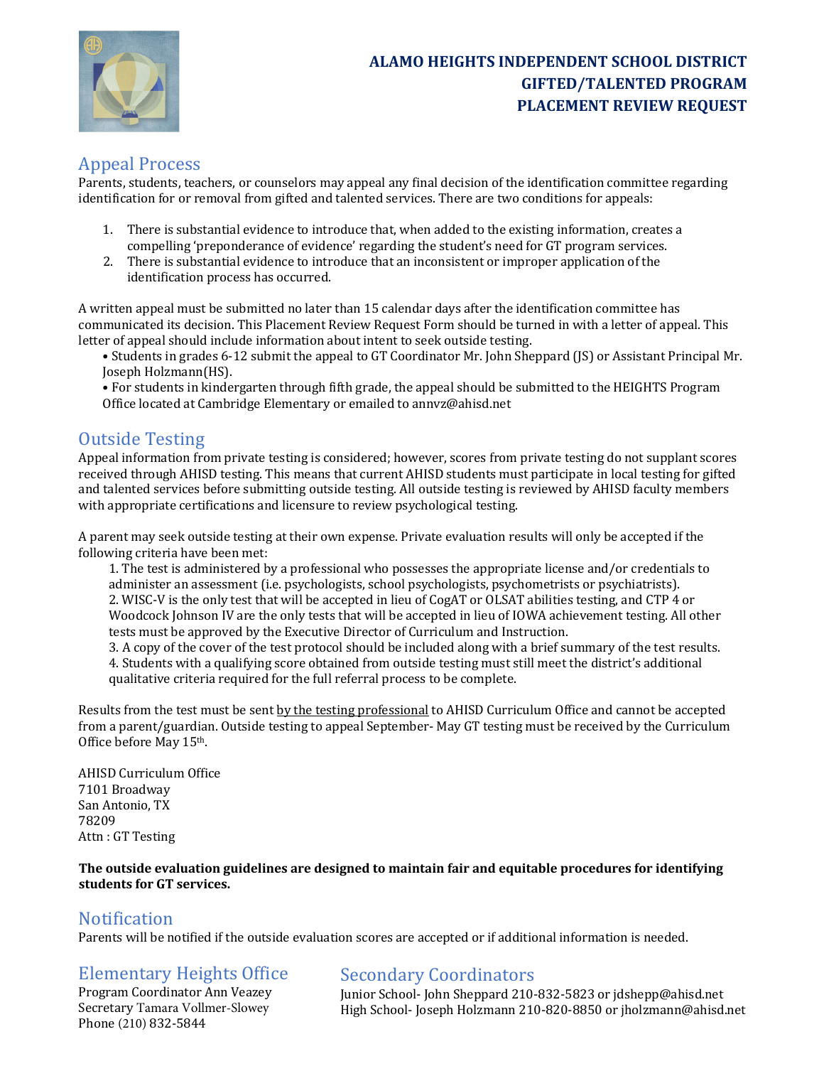# ALAMO HEIGHTS INDEPENDENT SCHOOL DISTRICT
# GIFTED/TALENTED PROGRAM
# PLACEMENT REVIEW REQUEST

## Appeal Process

Parents, students, teachers, or counselors may appeal any final decision of the identification committee regarding identification for or removal from gifted and talented services. There are two conditions for appeals:

1. There is substantial evidence to introduce that, when added to the existing information, creates a compelling 'preponderance of evidence' regarding the student's need for GT program services.
2. There is substantial evidence to introduce that an inconsistent or improper application of the identification process has occurred.

A written appeal must be submitted no later than 15 calendar days after the identification committee has communicated its decision. This Placement Review Request Form should be turned in with a letter of appeal. This letter of appeal should include information about intent to seek outside testing.

- Students in grades 6-12 submit the appeal to GT Coordinator Mr. John Sheppard (JS) or Assistant Principal Mr. Joseph Holzmann(HS).
- For students in kindergarten through fifth grade, the appeal should be submitted to the HEIGHTS Program Office located at Cambridge Elementary or emailed to annvz@ahisd.net

## Outside Testing

Appeal information from private testing is considered; however, scores from private testing do not supplant scores received through AHISD testing. This means that current AHISD students must participate in local testing for gifted and talented services before submitting outside testing. All outside testing is reviewed by AHISD faculty members with appropriate certifications and licensure to review psychological testing.

A parent may seek outside testing at their own expense. Private evaluation results will only be accepted if the following criteria have been met:

1. The test is administered by a professional who possesses the appropriate license and/or credentials to administer an assessment (i.e. psychologists, school psychologists, psychometrists or psychiatrists).
2. WISC-V is the only test that will be accepted in lieu of CogAT or OLSAT abilities testing, and CTP 4 or Woodcock Johnson IV are the only tests that will be accepted in lieu of IOWA achievement testing. All other tests must be approved by the Executive Director of Curriculum and Instruction.
3. A copy of the cover of the test protocol should be included along with a brief summary of the test results.
4. Students with a qualifying score obtained from outside testing must still meet the district's additional qualitative criteria required for the full referral process to be complete.

Results from the test must be sent by the testing professional to AHISD Curriculum Office and cannot be accepted from a parent/guardian. Outside testing to appeal September- May GT testing must be received by the Curriculum Office before May 15th.

AHISD Curriculum Office
7101 Broadway
San Antonio, TX
78209
Attn : GT Testing

**The outside evaluation guidelines are designed to maintain fair and equitable procedures for identifying students for GT services.**

## Notification

Parents will be notified if the outside evaluation scores are accepted or if additional information is needed.

## Elementary Heights Office

Program Coordinator Ann Veazey
Secretary Tamara Vollmer-Slowey
Phone (210) 832-5844

## Secondary Coordinators

Junior School- John Sheppard 210-832-5823 or jdshepp@ahisd.net
High School- Joseph Holzmann 210-820-8850 or jholzmann@ahisd.net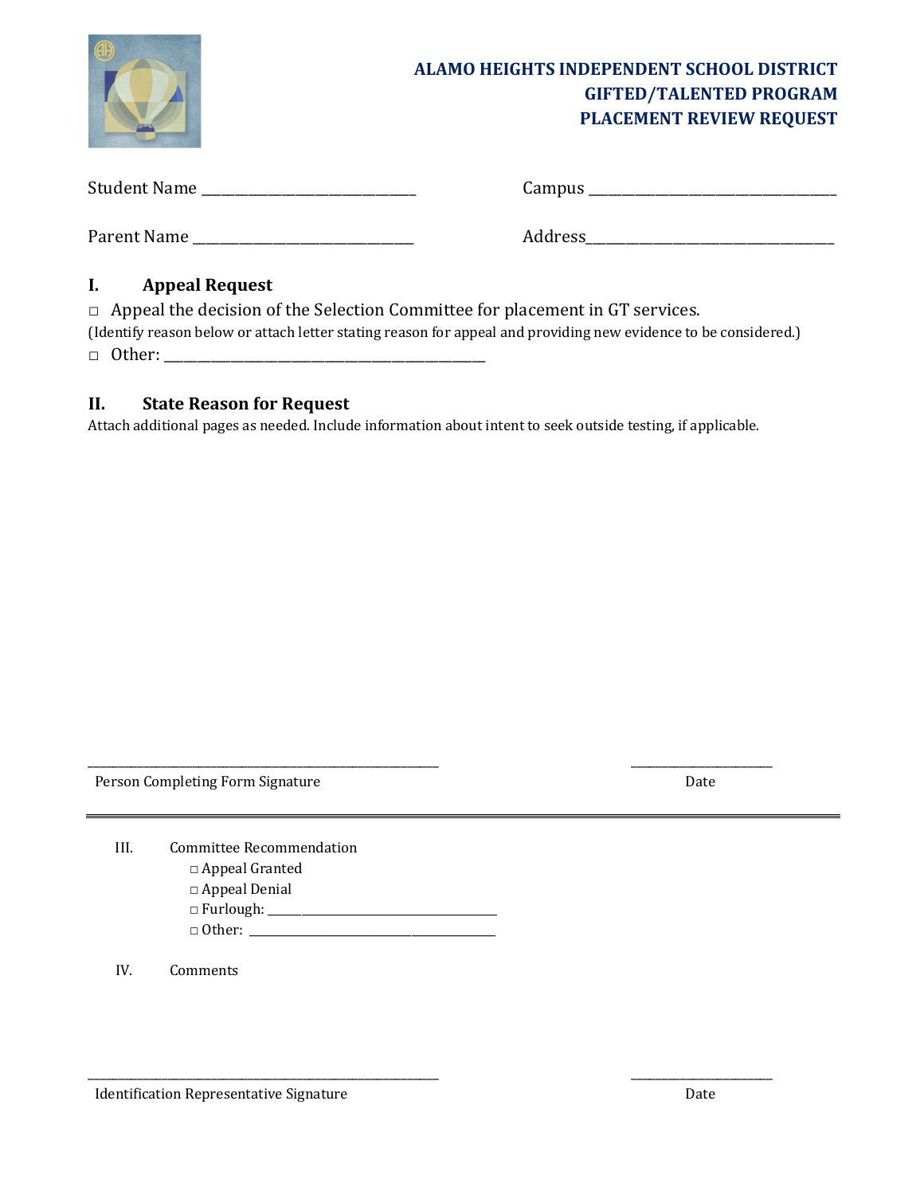# ALAMO HEIGHTS INDEPENDENT SCHOOL DISTRICT
## GIFTED/TALENTED PROGRAM
## PLACEMENT REVIEW REQUEST

Student Name ______________________________ Campus ___________________________________

Parent Name ______________________________ Address___________________________________

## I. Appeal Request

□ Appeal the decision of the Selection Committee for placement in GT services.

(Identify reason below or attach letter stating reason for appeal and providing new evidence to be considered.)

□ Other: ______________________________________________

## II. State Reason for Request

Attach additional pages as needed. Include information about intent to seek outside testing, if applicable.

_________________________________________________ ____________________

Person Completing Form Signature Date

---

III. Committee Recommendation

□ Appeal Granted

□ Appeal Denial

□ Furlough: ________________________________

□ Other: __________________________________

IV. Comments

_________________________________________________ ____________________

Identification Representative Signature Date